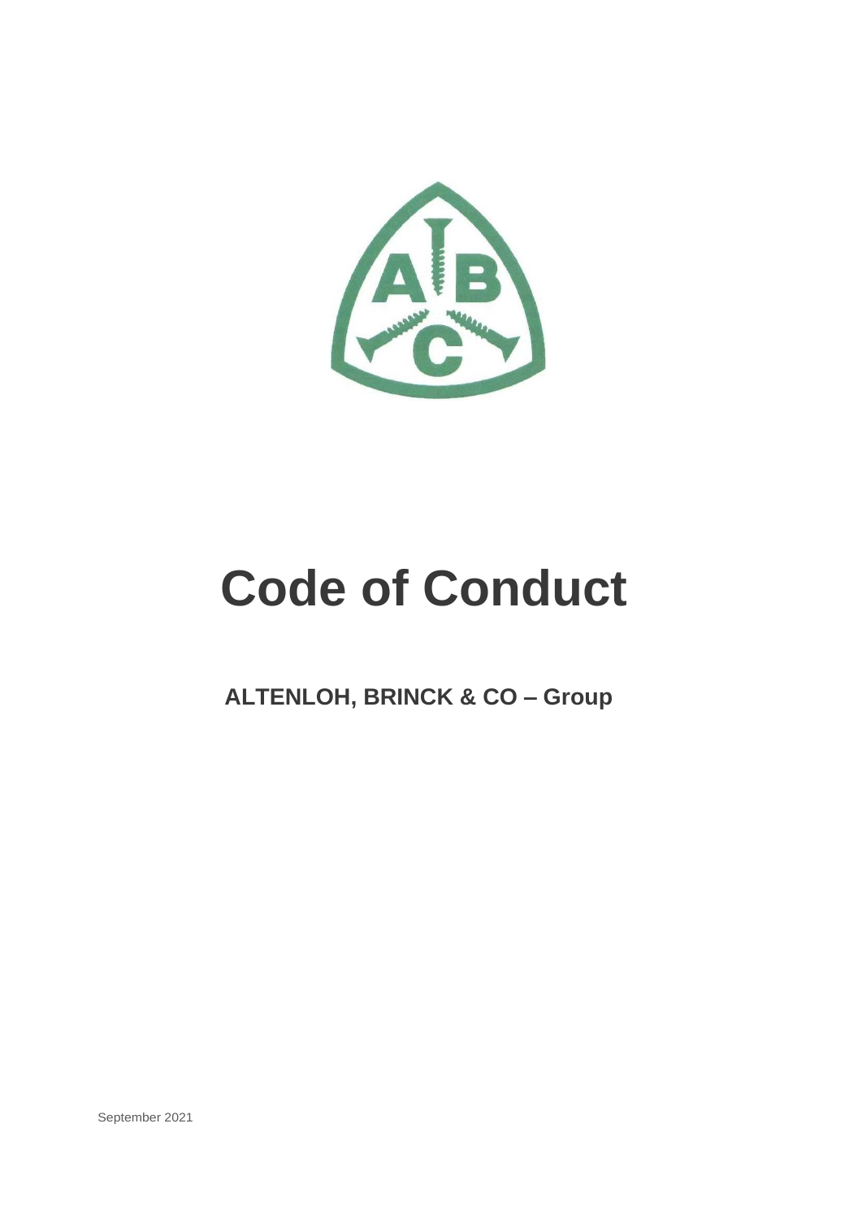# Code of Conduct

## ALTENLOH, BRINCK & CO – Group

September 2021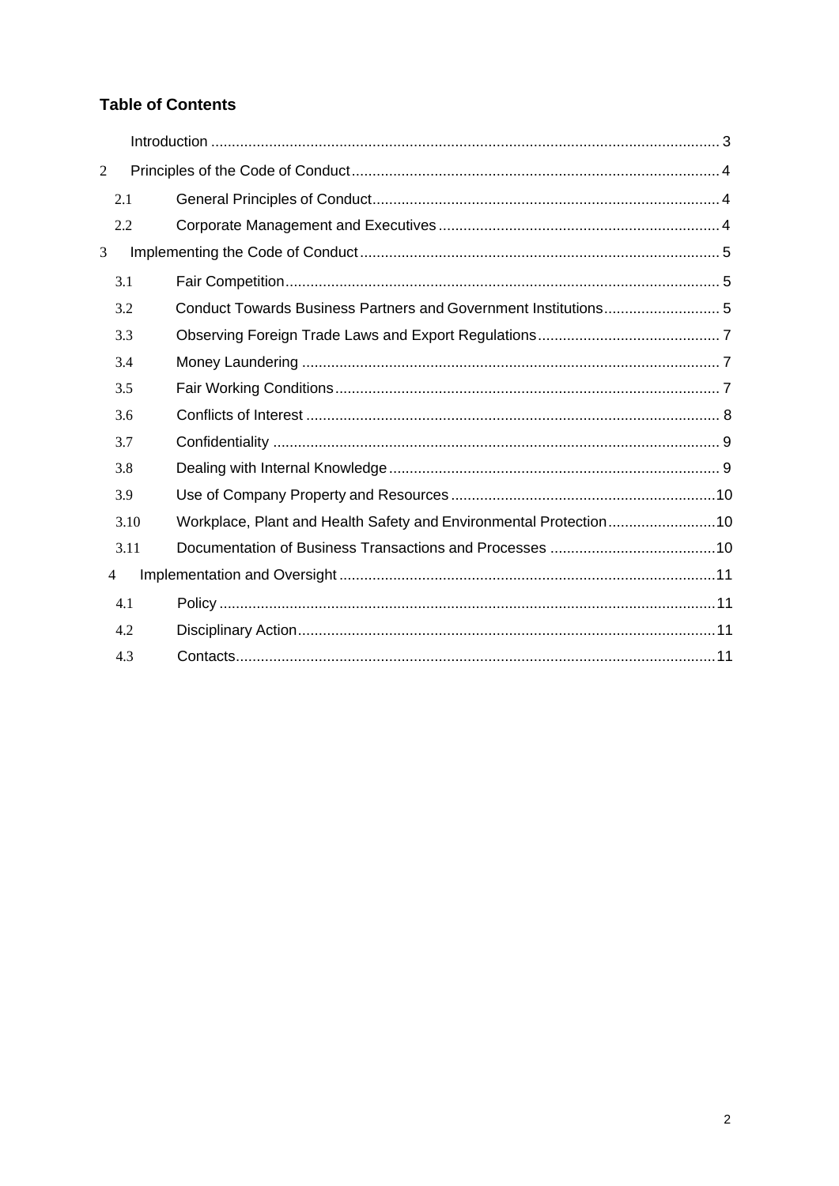## Table of Contents

Introduction ........................................................................................................ 3

2 Principles of the Code of Conduct ........................................................................ 4

2.1 General Principles of Conduct ........................................................................ 4

2.2 Corporate Management and Executives ........................................................ 4

3 Implementing the Code of Conduct ..................................................................... 5

3.1 Fair Competition ............................................................................................ 5

3.2 Conduct Towards Business Partners and Government Institutions .................. 5

3.3 Observing Foreign Trade Laws and Export Regulations .................................. 7

3.4 Money Laundering .......................................................................................... 7

3.5 Fair Working Conditions ................................................................................. 7

3.6 Conflicts of Interest ........................................................................................ 8

3.7 Confidentiality ................................................................................................ 9

3.8 Dealing with Internal Knowledge .................................................................... 9

3.9 Use of Company Property and Resources ...................................................... 10

3.10 Workplace, Plant and Health Safety and Environmental Protection .............. 10

3.11 Documentation of Business Transactions and Processes .............................. 10

4 Implementation and Oversight ............................................................................ 11

4.1 Policy ............................................................................................................. 11

4.2 Disciplinary Action ......................................................................................... 11

4.3 Contacts ......................................................................................................... 11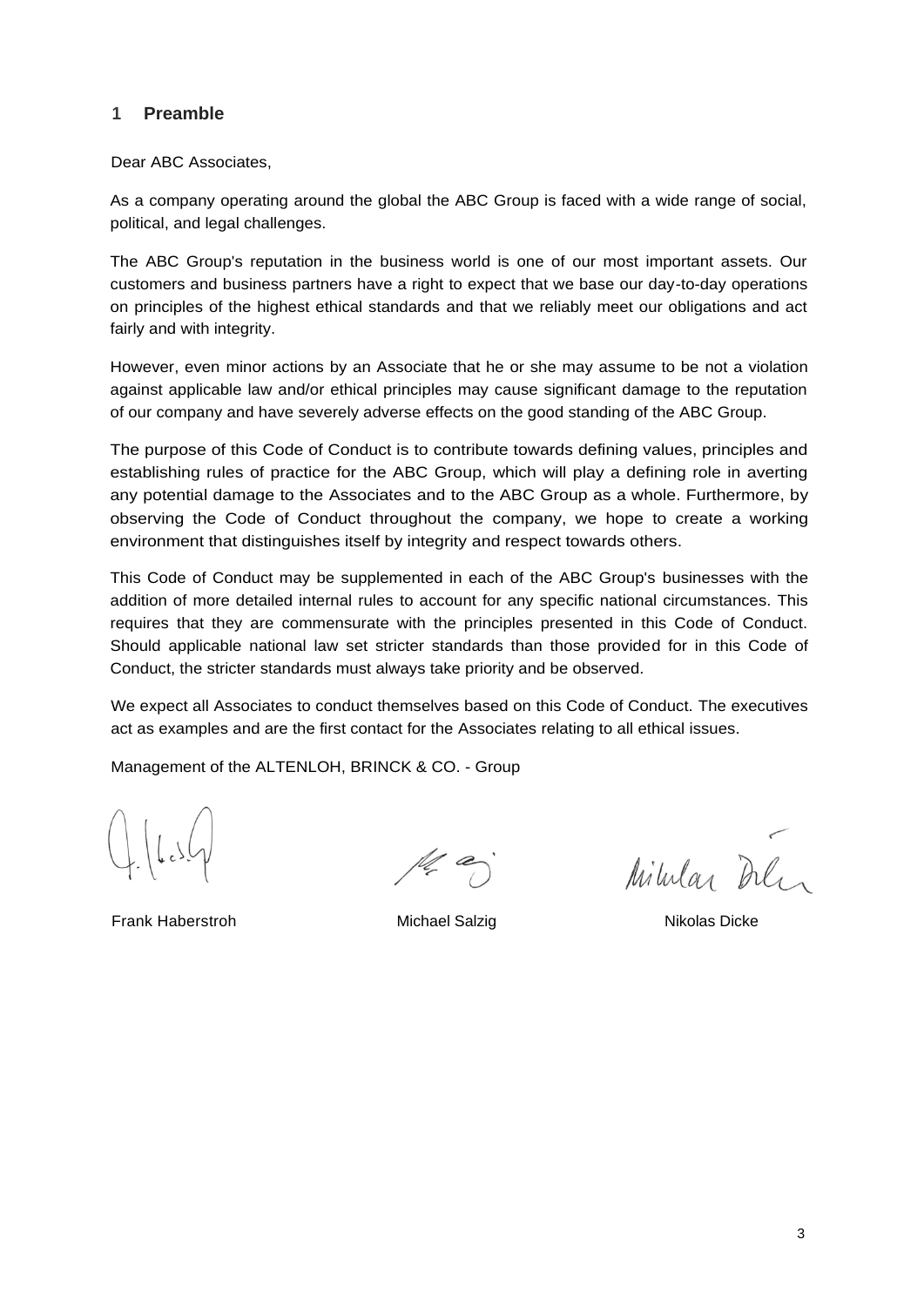## 1 Preamble

Dear ABC Associates,

As a company operating around the global the ABC Group is faced with a wide range of social, political, and legal challenges.

The ABC Group's reputation in the business world is one of our most important assets. Our customers and business partners have a right to expect that we base our day-to-day operations on principles of the highest ethical standards and that we reliably meet our obligations and act fairly and with integrity.

However, even minor actions by an Associate that he or she may assume to be not a violation against applicable law and/or ethical principles may cause significant damage to the reputation of our company and have severely adverse effects on the good standing of the ABC Group.

The purpose of this Code of Conduct is to contribute towards defining values, principles and establishing rules of practice for the ABC Group, which will play a defining role in averting any potential damage to the Associates and to the ABC Group as a whole. Furthermore, by observing the Code of Conduct throughout the company, we hope to create a working environment that distinguishes itself by integrity and respect towards others.

This Code of Conduct may be supplemented in each of the ABC Group's businesses with the addition of more detailed internal rules to account for any specific national circumstances. This requires that they are commensurate with the principles presented in this Code of Conduct. Should applicable national law set stricter standards than those provided for in this Code of Conduct, the stricter standards must always take priority and be observed.

We expect all Associates to conduct themselves based on this Code of Conduct. The executives act as examples and are the first contact for the Associates relating to all ethical issues.

Management of the ALTENLOH, BRINCK & CO. - Group

Frank Haberstroh    Michael Salzig    Nikolas Dicke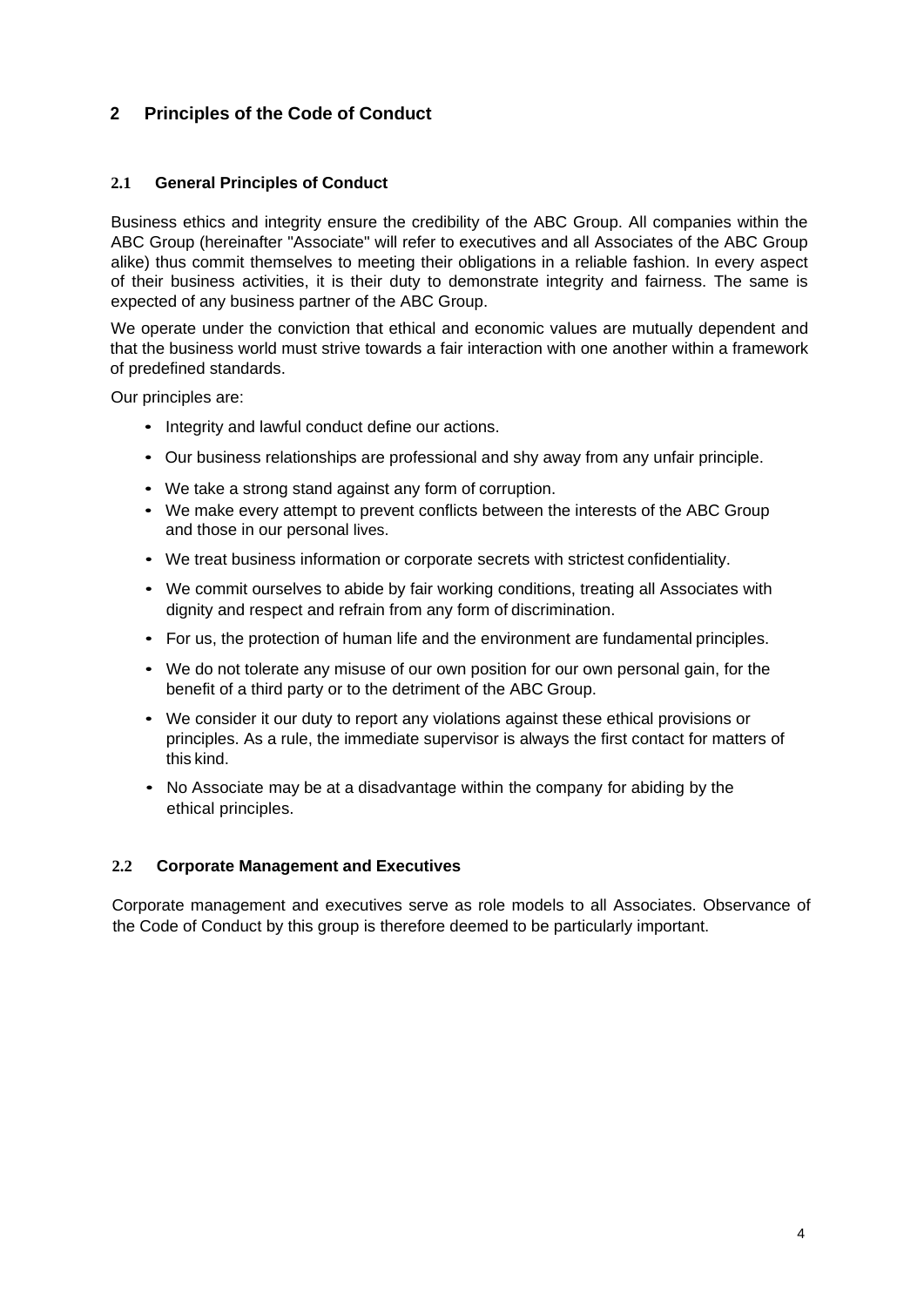## 2 Principles of the Code of Conduct

### 2.1 General Principles of Conduct

Business ethics and integrity ensure the credibility of the ABC Group. All companies within the ABC Group (hereinafter "Associate" will refer to executives and all Associates of the ABC Group alike) thus commit themselves to meeting their obligations in a reliable fashion. In every aspect of their business activities, it is their duty to demonstrate integrity and fairness. The same is expected of any business partner of the ABC Group.

We operate under the conviction that ethical and economic values are mutually dependent and that the business world must strive towards a fair interaction with one another within a framework of predefined standards.

Our principles are:

- Integrity and lawful conduct define our actions.
- Our business relationships are professional and shy away from any unfair principle.
- We take a strong stand against any form of corruption.
- We make every attempt to prevent conflicts between the interests of the ABC Group and those in our personal lives.
- We treat business information or corporate secrets with strictest confidentiality.
- We commit ourselves to abide by fair working conditions, treating all Associates with dignity and respect and refrain from any form of discrimination.
- For us, the protection of human life and the environment are fundamental principles.
- We do not tolerate any misuse of our own position for our own personal gain, for the benefit of a third party or to the detriment of the ABC Group.
- We consider it our duty to report any violations against these ethical provisions or principles. As a rule, the immediate supervisor is always the first contact for matters of this kind.
- No Associate may be at a disadvantage within the company for abiding by the ethical principles.

### 2.2 Corporate Management and Executives

Corporate management and executives serve as role models to all Associates. Observance of the Code of Conduct by this group is therefore deemed to be particularly important.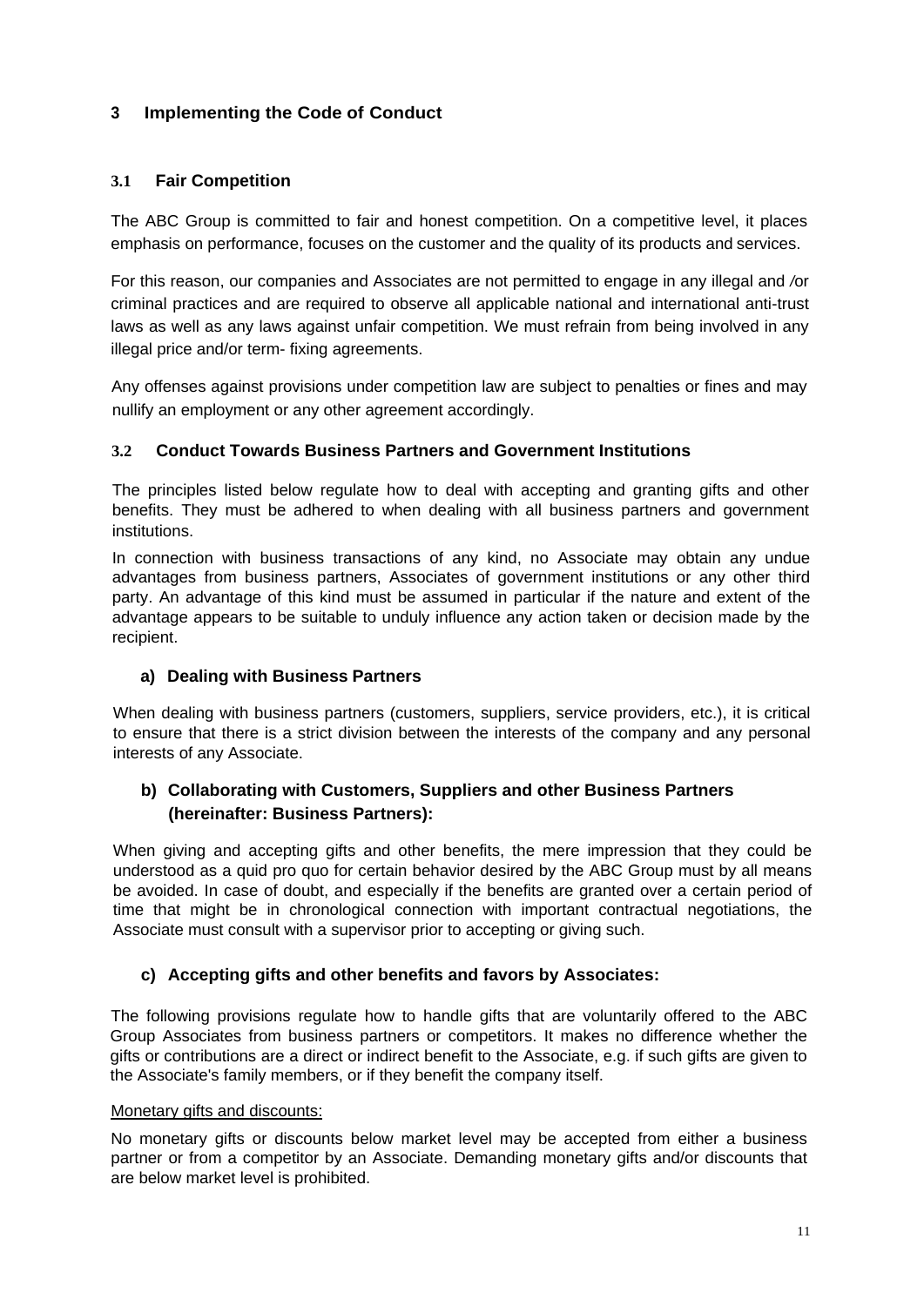# 3 Implementing the Code of Conduct

## 3.1 Fair Competition

The ABC Group is committed to fair and honest competition. On a competitive level, it places emphasis on performance, focuses on the customer and the quality of its products and services.

For this reason, our companies and Associates are not permitted to engage in any illegal and /or criminal practices and are required to observe all applicable national and international anti-trust laws as well as any laws against unfair competition. We must refrain from being involved in any illegal price and/or term- fixing agreements.

Any offenses against provisions under competition law are subject to penalties or fines and may nullify an employment or any other agreement accordingly.

## 3.2 Conduct Towards Business Partners and Government Institutions

The principles listed below regulate how to deal with accepting and granting gifts and other benefits. They must be adhered to when dealing with all business partners and government institutions.

In connection with business transactions of any kind, no Associate may obtain any undue advantages from business partners, Associates of government institutions or any other third party. An advantage of this kind must be assumed in particular if the nature and extent of the advantage appears to be suitable to unduly influence any action taken or decision made by the recipient.

### a) Dealing with Business Partners

When dealing with business partners (customers, suppliers, service providers, etc.), it is critical to ensure that there is a strict division between the interests of the company and any personal interests of any Associate.

### b) Collaborating with Customers, Suppliers and other Business Partners (hereinafter: Business Partners):

When giving and accepting gifts and other benefits, the mere impression that they could be understood as a quid pro quo for certain behavior desired by the ABC Group must by all means be avoided. In case of doubt, and especially if the benefits are granted over a certain period of time that might be in chronological connection with important contractual negotiations, the Associate must consult with a supervisor prior to accepting or giving such.

### c) Accepting gifts and other benefits and favors by Associates:

The following provisions regulate how to handle gifts that are voluntarily offered to the ABC Group Associates from business partners or competitors. It makes no difference whether the gifts or contributions are a direct or indirect benefit to the Associate, e.g. if such gifts are given to the Associate's family members, or if they benefit the company itself.

<u>Monetary gifts and discounts:</u>

No monetary gifts or discounts below market level may be accepted from either a business partner or from a competitor by an Associate. Demanding monetary gifts and/or discounts that are below market level is prohibited.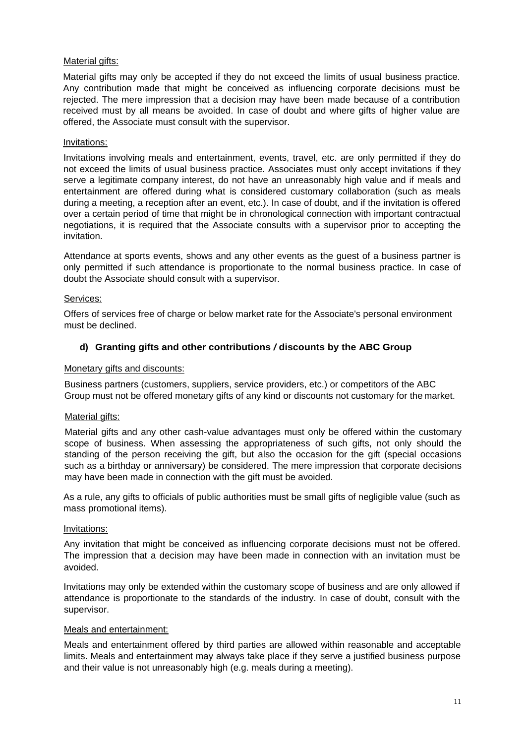Material gifts:

Material gifts may only be accepted if they do not exceed the limits of usual business practice. Any contribution made that might be conceived as influencing corporate decisions must be rejected. The mere impression that a decision may have been made because of a contribution received must by all means be avoided. In case of doubt and where gifts of higher value are offered, the Associate must consult with the supervisor.

Invitations:

Invitations involving meals and entertainment, events, travel, etc. are only permitted if they do not exceed the limits of usual business practice. Associates must only accept invitations if they serve a legitimate company interest, do not have an unreasonably high value and if meals and entertainment are offered during what is considered customary collaboration (such as meals during a meeting, a reception after an event, etc.). In case of doubt, and if the invitation is offered over a certain period of time that might be in chronological connection with important contractual negotiations, it is required that the Associate consults with a supervisor prior to accepting the invitation.

Attendance at sports events, shows and any other events as the guest of a business partner is only permitted if such attendance is proportionate to the normal business practice. In case of doubt the Associate should consult with a supervisor.

Services:

Offers of services free of charge or below market rate for the Associate's personal environment must be declined.

### d) Granting gifts and other contributions / discounts by the ABC Group

Monetary gifts and discounts:

Business partners (customers, suppliers, service providers, etc.) or competitors of the ABC Group must not be offered monetary gifts of any kind or discounts not customary for the market.

Material gifts:

Material gifts and any other cash-value advantages must only be offered within the customary scope of business. When assessing the appropriateness of such gifts, not only should the standing of the person receiving the gift, but also the occasion for the gift (special occasions such as a birthday or anniversary) be considered. The mere impression that corporate decisions may have been made in connection with the gift must be avoided.

As a rule, any gifts to officials of public authorities must be small gifts of negligible value (such as mass promotional items).

Invitations:

Any invitation that might be conceived as influencing corporate decisions must not be offered. The impression that a decision may have been made in connection with an invitation must be avoided.

Invitations may only be extended within the customary scope of business and are only allowed if attendance is proportionate to the standards of the industry. In case of doubt, consult with the supervisor.

Meals and entertainment:

Meals and entertainment offered by third parties are allowed within reasonable and acceptable limits. Meals and entertainment may always take place if they serve a justified business purpose and their value is not unreasonably high (e.g. meals during a meeting).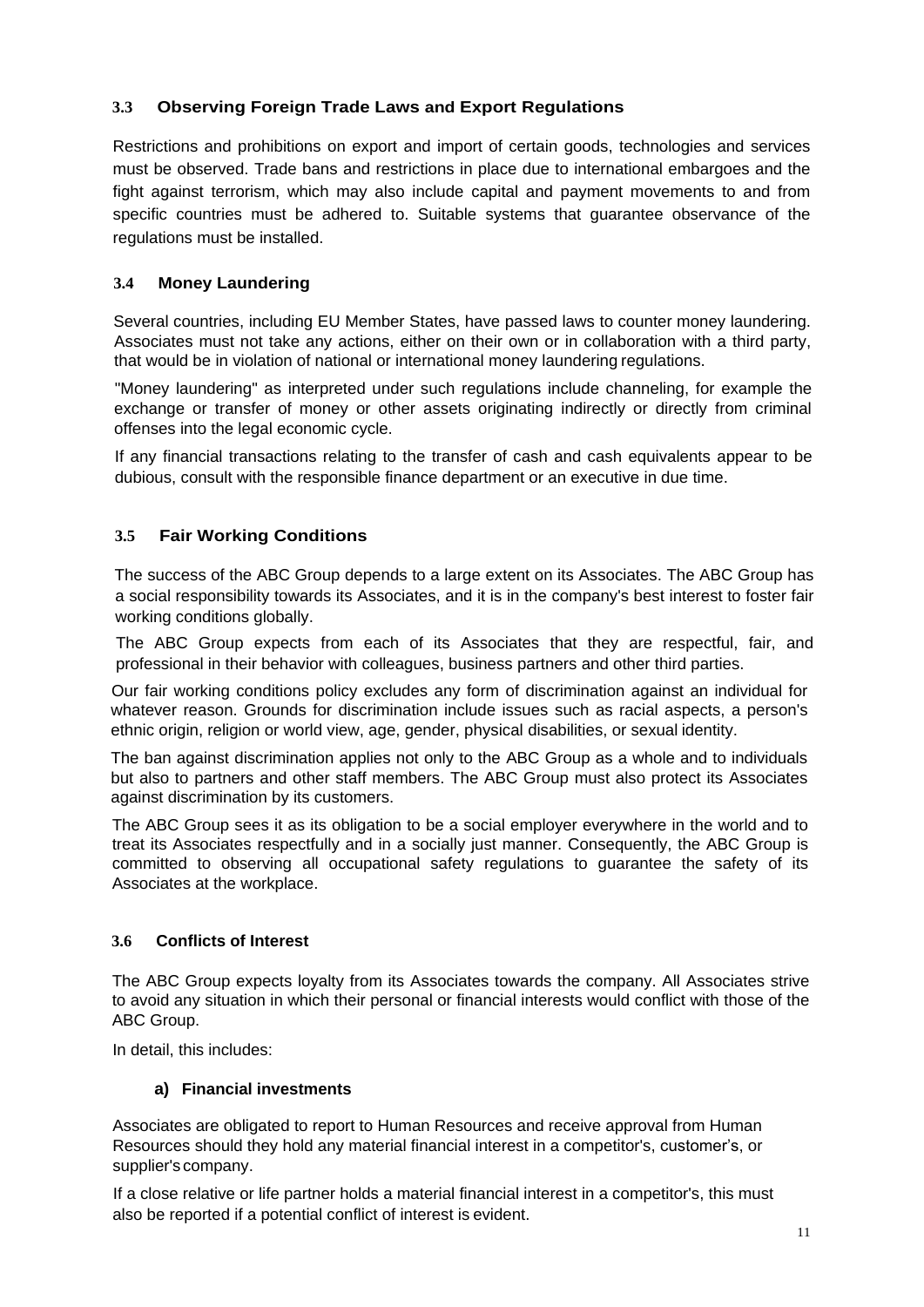### 3.3 Observing Foreign Trade Laws and Export Regulations

Restrictions and prohibitions on export and import of certain goods, technologies and services must be observed. Trade bans and restrictions in place due to international embargoes and the fight against terrorism, which may also include capital and payment movements to and from specific countries must be adhered to. Suitable systems that guarantee observance of the regulations must be installed.

### 3.4 Money Laundering

Several countries, including EU Member States, have passed laws to counter money laundering. Associates must not take any actions, either on their own or in collaboration with a third party, that would be in violation of national or international money laundering regulations.

"Money laundering" as interpreted under such regulations include channeling, for example the exchange or transfer of money or other assets originating indirectly or directly from criminal offenses into the legal economic cycle.

If any financial transactions relating to the transfer of cash and cash equivalents appear to be dubious, consult with the responsible finance department or an executive in due time.

### 3.5 Fair Working Conditions

The success of the ABC Group depends to a large extent on its Associates. The ABC Group has a social responsibility towards its Associates, and it is in the company's best interest to foster fair working conditions globally.

The ABC Group expects from each of its Associates that they are respectful, fair, and professional in their behavior with colleagues, business partners and other third parties.

Our fair working conditions policy excludes any form of discrimination against an individual for whatever reason. Grounds for discrimination include issues such as racial aspects, a person's ethnic origin, religion or world view, age, gender, physical disabilities, or sexual identity.

The ban against discrimination applies not only to the ABC Group as a whole and to individuals but also to partners and other staff members. The ABC Group must also protect its Associates against discrimination by its customers.

The ABC Group sees it as its obligation to be a social employer everywhere in the world and to treat its Associates respectfully and in a socially just manner. Consequently, the ABC Group is committed to observing all occupational safety regulations to guarantee the safety of its Associates at the workplace.

### 3.6 Conflicts of Interest

The ABC Group expects loyalty from its Associates towards the company. All Associates strive to avoid any situation in which their personal or financial interests would conflict with those of the ABC Group.

In detail, this includes:

**a) Financial investments**

Associates are obligated to report to Human Resources and receive approval from Human Resources should they hold any material financial interest in a competitor's, customer's, or supplier's company.

If a close relative or life partner holds a material financial interest in a competitor's, this must also be reported if a potential conflict of interest is evident.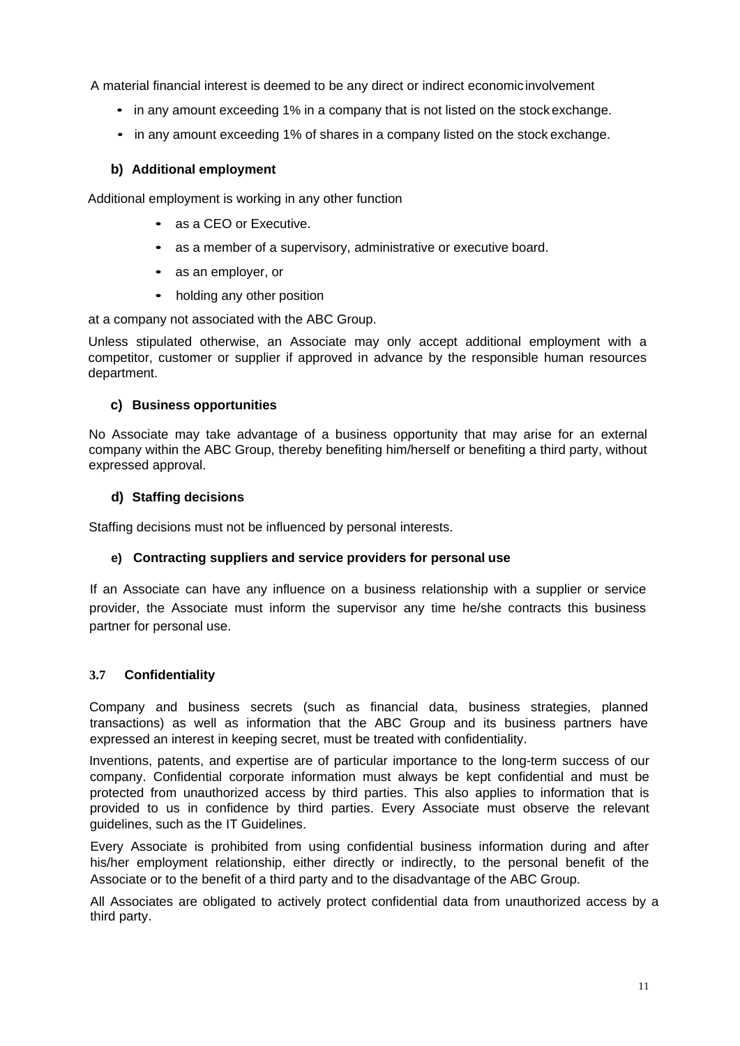A material financial interest is deemed to be any direct or indirect economic involvement

- in any amount exceeding 1% in a company that is not listed on the stock exchange.
- in any amount exceeding 1% of shares in a company listed on the stock exchange.

#### b) Additional employment

Additional employment is working in any other function

- as a CEO or Executive.
- as a member of a supervisory, administrative or executive board.
- as an employer, or
- holding any other position

at a company not associated with the ABC Group.

Unless stipulated otherwise, an Associate may only accept additional employment with a competitor, customer or supplier if approved in advance by the responsible human resources department.

#### c) Business opportunities

No Associate may take advantage of a business opportunity that may arise for an external company within the ABC Group, thereby benefiting him/herself or benefiting a third party, without expressed approval.

#### d) Staffing decisions

Staffing decisions must not be influenced by personal interests.

#### e) Contracting suppliers and service providers for personal use

If an Associate can have any influence on a business relationship with a supplier or service provider, the Associate must inform the supervisor any time he/she contracts this business partner for personal use.

### 3.7 Confidentiality

Company and business secrets (such as financial data, business strategies, planned transactions) as well as information that the ABC Group and its business partners have expressed an interest in keeping secret, must be treated with confidentiality.

Inventions, patents, and expertise are of particular importance to the long-term success of our company. Confidential corporate information must always be kept confidential and must be protected from unauthorized access by third parties. This also applies to information that is provided to us in confidence by third parties. Every Associate must observe the relevant guidelines, such as the IT Guidelines.

Every Associate is prohibited from using confidential business information during and after his/her employment relationship, either directly or indirectly, to the personal benefit of the Associate or to the benefit of a third party and to the disadvantage of the ABC Group.

All Associates are obligated to actively protect confidential data from unauthorized access by a third party.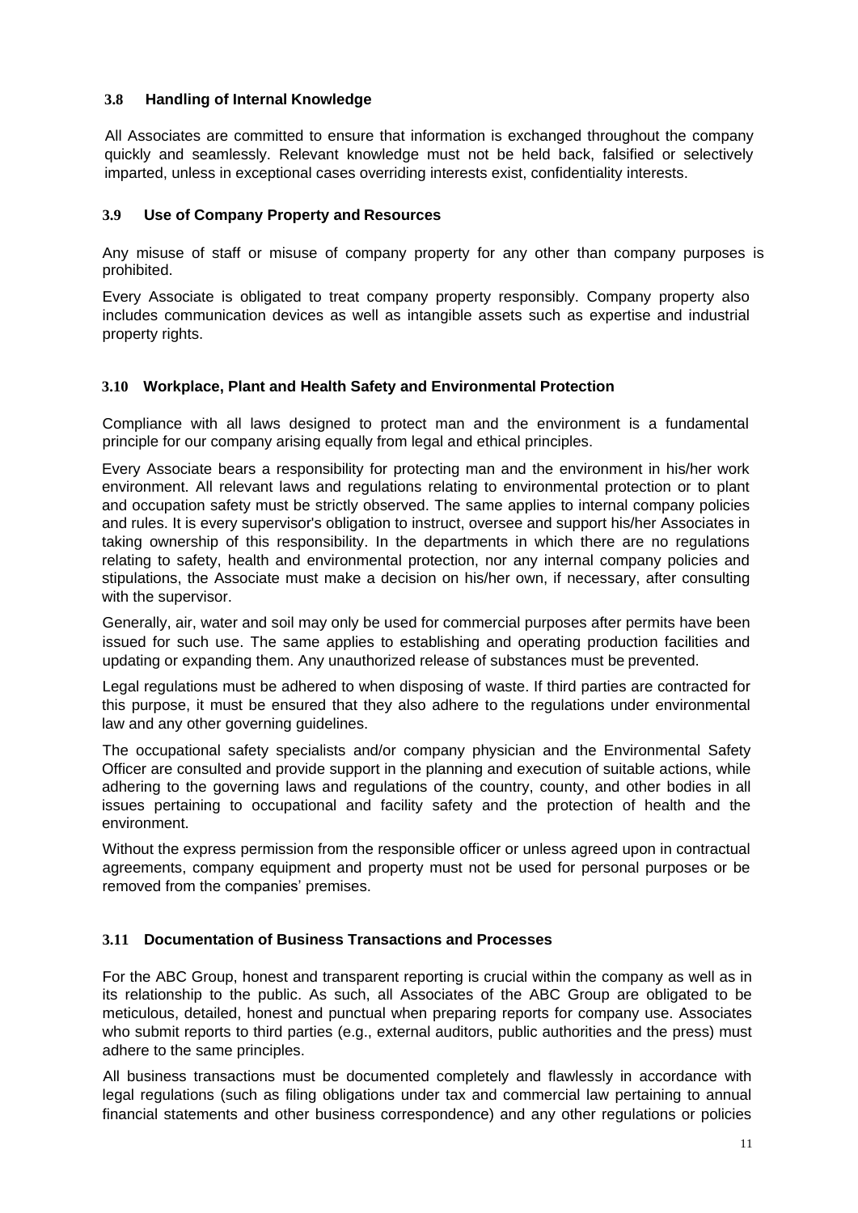### 3.8 Handling of Internal Knowledge

All Associates are committed to ensure that information is exchanged throughout the company quickly and seamlessly. Relevant knowledge must not be held back, falsified or selectively imparted, unless in exceptional cases overriding interests exist, confidentiality interests.

### 3.9 Use of Company Property and Resources

Any misuse of staff or misuse of company property for any other than company purposes is prohibited.

Every Associate is obligated to treat company property responsibly. Company property also includes communication devices as well as intangible assets such as expertise and industrial property rights.

### 3.10 Workplace, Plant and Health Safety and Environmental Protection

Compliance with all laws designed to protect man and the environment is a fundamental principle for our company arising equally from legal and ethical principles.

Every Associate bears a responsibility for protecting man and the environment in his/her work environment. All relevant laws and regulations relating to environmental protection or to plant and occupation safety must be strictly observed. The same applies to internal company policies and rules. It is every supervisor's obligation to instruct, oversee and support his/her Associates in taking ownership of this responsibility. In the departments in which there are no regulations relating to safety, health and environmental protection, nor any internal company policies and stipulations, the Associate must make a decision on his/her own, if necessary, after consulting with the supervisor.

Generally, air, water and soil may only be used for commercial purposes after permits have been issued for such use. The same applies to establishing and operating production facilities and updating or expanding them. Any unauthorized release of substances must be prevented.

Legal regulations must be adhered to when disposing of waste. If third parties are contracted for this purpose, it must be ensured that they also adhere to the regulations under environmental law and any other governing guidelines.

The occupational safety specialists and/or company physician and the Environmental Safety Officer are consulted and provide support in the planning and execution of suitable actions, while adhering to the governing laws and regulations of the country, county, and other bodies in all issues pertaining to occupational and facility safety and the protection of health and the environment.

Without the express permission from the responsible officer or unless agreed upon in contractual agreements, company equipment and property must not be used for personal purposes or be removed from the companies' premises.

### 3.11 Documentation of Business Transactions and Processes

For the ABC Group, honest and transparent reporting is crucial within the company as well as in its relationship to the public. As such, all Associates of the ABC Group are obligated to be meticulous, detailed, honest and punctual when preparing reports for company use. Associates who submit reports to third parties (e.g., external auditors, public authorities and the press) must adhere to the same principles.

All business transactions must be documented completely and flawlessly in accordance with legal regulations (such as filing obligations under tax and commercial law pertaining to annual financial statements and other business correspondence) and any other regulations or policies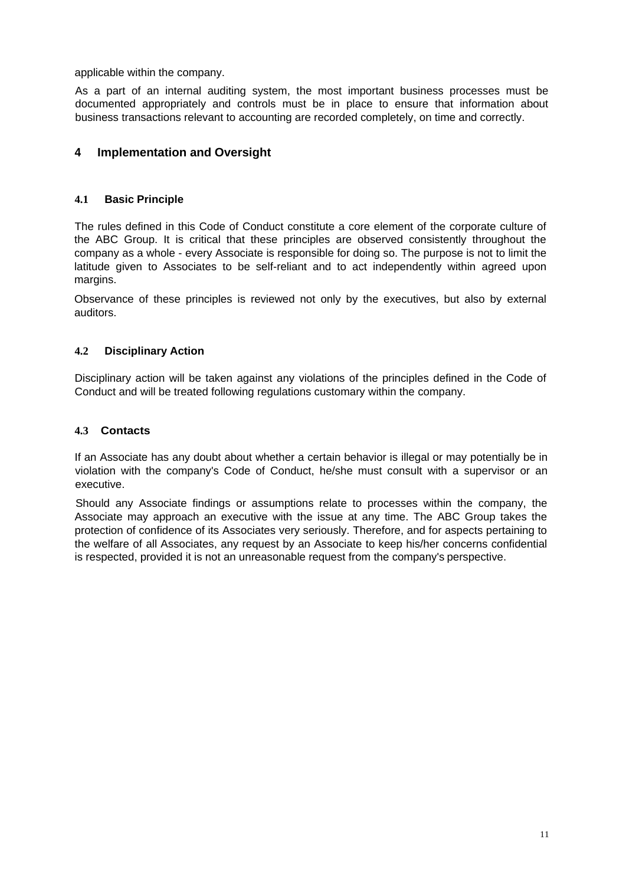applicable within the company.

As a part of an internal auditing system, the most important business processes must be documented appropriately and controls must be in place to ensure that information about business transactions relevant to accounting are recorded completely, on time and correctly.

## 4 Implementation and Oversight

### 4.1 Basic Principle

The rules defined in this Code of Conduct constitute a core element of the corporate culture of the ABC Group. It is critical that these principles are observed consistently throughout the company as a whole - every Associate is responsible for doing so. The purpose is not to limit the latitude given to Associates to be self-reliant and to act independently within agreed upon margins.

Observance of these principles is reviewed not only by the executives, but also by external auditors.

### 4.2 Disciplinary Action

Disciplinary action will be taken against any violations of the principles defined in the Code of Conduct and will be treated following regulations customary within the company.

### 4.3 Contacts

If an Associate has any doubt about whether a certain behavior is illegal or may potentially be in violation with the company's Code of Conduct, he/she must consult with a supervisor or an executive.

Should any Associate findings or assumptions relate to processes within the company, the Associate may approach an executive with the issue at any time. The ABC Group takes the protection of confidence of its Associates very seriously. Therefore, and for aspects pertaining to the welfare of all Associates, any request by an Associate to keep his/her concerns confidential is respected, provided it is not an unreasonable request from the company's perspective.